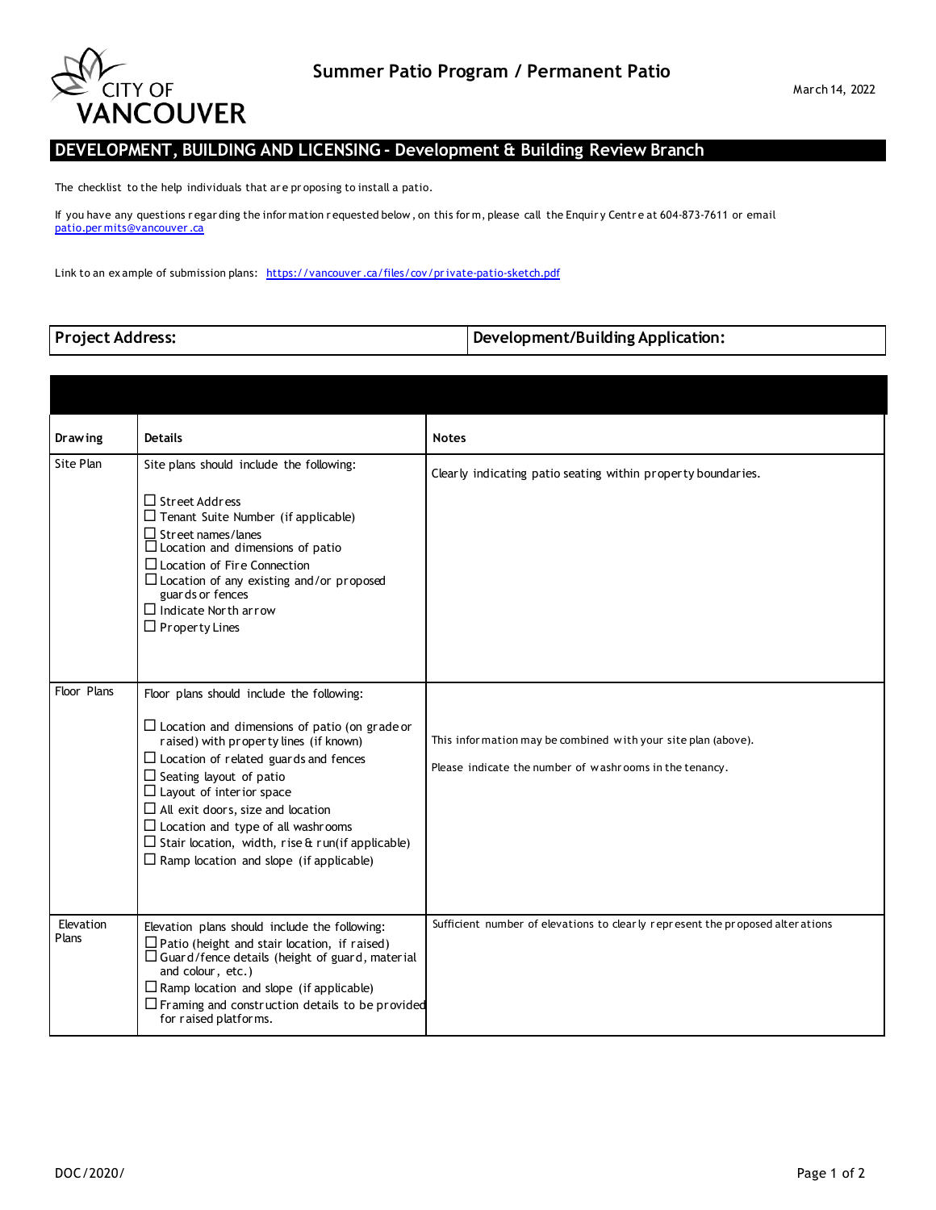CITY OF VANCOUVER

# Summer Patio Program / Permanent Patio

March 14, 2022

## DEVELOPMENT, BUILDING AND LICENSING - Development & Building Review Branch

The checklist to the help individuals that are proposing to install a patio.

If you have any questions regarding the information requested below, on this form, please call the Enquiry Centre at 604-873-7611 or email patio.permits@vancouver.ca

Link to an example of submission plans: https://vancouver.ca/files/cov/private-patio-sketch.pdf

| Project Address: | Development/Building Application: |
|---|---|

| Drawing | Details | Notes |
|---|---|---|
| Site Plan | Site plans should include the following:<br><br>☐ Street Address<br>☐ Tenant Suite Number (if applicable)<br>☐ Street names/lanes<br>☐ Location and dimensions of patio<br>☐ Location of Fire Connection<br>☐ Location of any existing and/or proposed guards or fences<br>☐ Indicate North arrow<br>☐ Property Lines | Clearly indicating patio seating within property boundaries. |
| Floor Plans | Floor plans should include the following:<br><br>☐ Location and dimensions of patio (on grade or raised) with property lines (if known)<br>☐ Location of related guards and fences<br>☐ Seating layout of patio<br>☐ Layout of interior space<br>☐ All exit doors, size and location<br>☐ Location and type of all washrooms<br>☐ Stair location, width, rise & run(if applicable)<br>☐ Ramp location and slope (if applicable) | This information may be combined with your site plan (above).<br><br>Please indicate the number of washrooms in the tenancy. |
| Elevation Plans | Elevation plans should include the following:<br>☐ Patio (height and stair location, if raised)<br>☐ Guard/fence details (height of guard, material and colour, etc.)<br>☐ Ramp location and slope (if applicable)<br>☐ Framing and construction details to be provided for raised platforms. | Sufficient number of elevations to clearly represent the proposed alterations |

DOC/2020/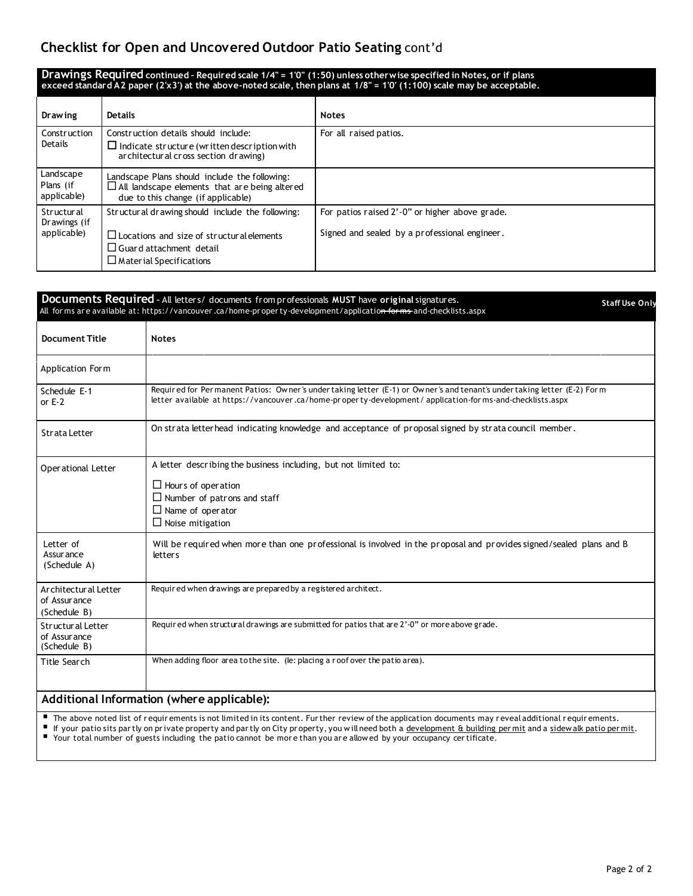## Checklist for Open and Uncovered Outdoor Patio Seating cont'd

**Drawings Required continued - Required scale 1/4" = 1'0" (1:50) unless otherwise specified in Notes, or if plans exceed standard A2 paper (2'x3') at the above-noted scale, then plans at 1/8" = 1'0' (1:100) scale may be acceptable.**

| Drawing | Details | Notes |
|---|---|---|
| Construction Details | Construction details should include:<br>☐ Indicate structure (written description with architectural cross section drawing) | For all raised patios. |
| Landscape Plans (if applicable) | Landscape Plans should include the following:<br>☐ All landscape elements that are being altered due to this change (if applicable) | |
| Structural Drawings (if applicable) | Structural drawing should include the following:<br>☐ Locations and size of structural elements<br>☐ Guard attachment detail<br>☐ Material Specifications | For patios raised 2'-0" or higher above grade.<br>Signed and sealed by a professional engineer. |

**Documents Required** – All letters/ documents from professionals **MUST** have **original** signatures.
All forms are available at: https://vancouver.ca/home-property-development/application-forms-and-checklists.aspx

**Staff Use Only**

| Document Title | Notes | Staff Use Only |
|---|---|---|
| Application Form | | |
| Schedule E-1 or E-2 | Required for Permanent Patios: Owner's undertaking letter (E-1) or Owner's and tenant's undertaking letter (E-2) Form letter available at https://vancouver.ca/home-property-development/ application-forms-and-checklists.aspx | |
| Strata Letter | On strata letterhead indicating knowledge and acceptance of proposal signed by strata council member. | |
| Operational Letter | A letter describing the business including, but not limited to:<br>☐ Hours of operation<br>☐ Number of patrons and staff<br>☐ Name of operator<br>☐ Noise mitigation | |
| Letter of Assurance (Schedule A) | Will be required when more than one professional is involved in the proposal and provides signed/sealed plans and B letters | |
| Architectural Letter of Assurance (Schedule B) | Required when drawings are prepared by a registered architect. | |
| Structural Letter of Assurance (Schedule B) | Required when structural drawings are submitted for patios that are 2'-0" or more above grade. | |
| Title Search | When adding floor area to the site. (Ie: placing a roof over the patio area). | |

### Additional Information (where applicable):

- The above noted list of requirements is not limited in its content. Further review of the application documents may reveal additional requirements.
- If your patio sits partly on private property and partly on City property, you will need both a development & building permit and a sidewalk patio permit.
- Your total number of guests including the patio cannot be more than you are allowed by your occupancy certificate.